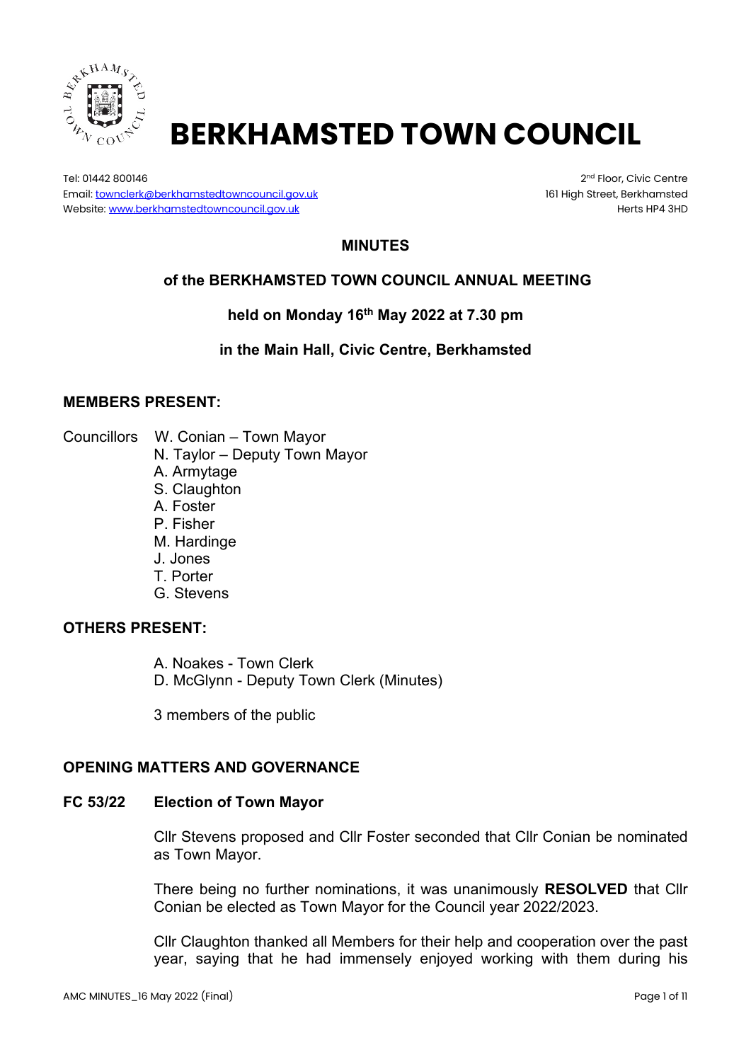# BERKHAMSTED TOWN COUNCIL

Tel: 01442 800146
Email: townclerk@berkhamstedtowncouncil.gov.uk
Website: www.berkhamstedtowncouncil.gov.uk

2nd Floor, Civic Centre
161 High Street, Berkhamsted
Herts HP4 3HD

## MINUTES

### of the BERKHAMSTED TOWN COUNCIL ANNUAL MEETING

### held on Monday 16th May 2022 at 7.30 pm

### in the Main Hall, Civic Centre, Berkhamsted

## MEMBERS PRESENT:

Councillors
- W. Conian – Town Mayor
- N. Taylor – Deputy Town Mayor
- A. Armytage
- S. Claughton
- A. Foster
- P. Fisher
- M. Hardinge
- J. Jones
- T. Porter
- G. Stevens

## OTHERS PRESENT:

A. Noakes - Town Clerk
D. McGlynn - Deputy Town Clerk (Minutes)

3 members of the public

## OPENING MATTERS AND GOVERNANCE

### FC 53/22 Election of Town Mayor

Cllr Stevens proposed and Cllr Foster seconded that Cllr Conian be nominated as Town Mayor.

There being no further nominations, it was unanimously **RESOLVED** that Cllr Conian be elected as Town Mayor for the Council year 2022/2023.

Cllr Claughton thanked all Members for their help and cooperation over the past year, saying that he had immensely enjoyed working with them during his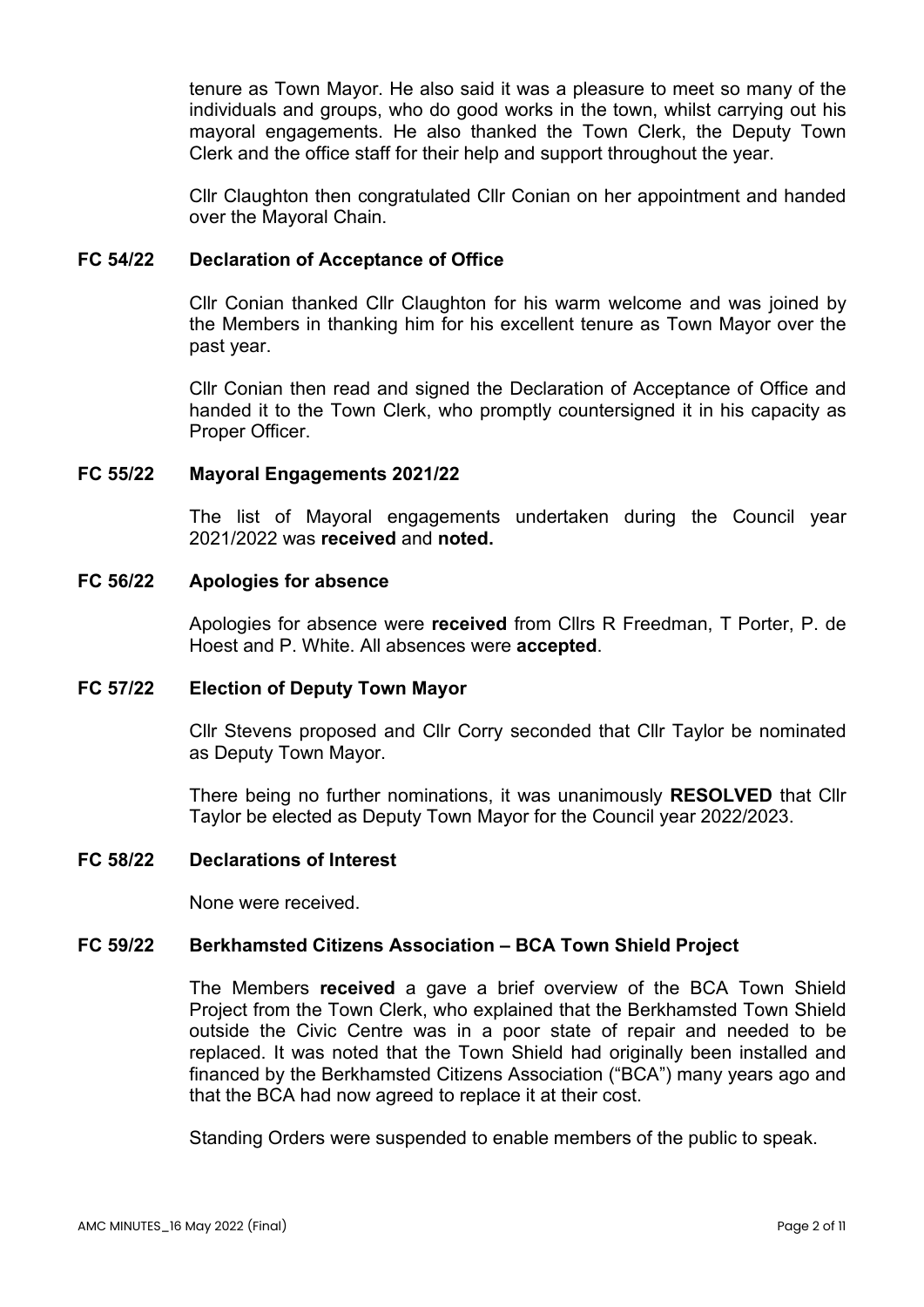tenure as Town Mayor. He also said it was a pleasure to meet so many of the individuals and groups, who do good works in the town, whilst carrying out his mayoral engagements. He also thanked the Town Clerk, the Deputy Town Clerk and the office staff for their help and support throughout the year.

Cllr Claughton then congratulated Cllr Conian on her appointment and handed over the Mayoral Chain.

**FC 54/22 Declaration of Acceptance of Office**

Cllr Conian thanked Cllr Claughton for his warm welcome and was joined by the Members in thanking him for his excellent tenure as Town Mayor over the past year.

Cllr Conian then read and signed the Declaration of Acceptance of Office and handed it to the Town Clerk, who promptly countersigned it in his capacity as Proper Officer.

**FC 55/22 Mayoral Engagements 2021/22**

The list of Mayoral engagements undertaken during the Council year 2021/2022 was **received** and **noted.**

**FC 56/22 Apologies for absence**

Apologies for absence were **received** from Cllrs R Freedman, T Porter, P. de Hoest and P. White. All absences were **accepted**.

**FC 57/22 Election of Deputy Town Mayor**

Cllr Stevens proposed and Cllr Corry seconded that Cllr Taylor be nominated as Deputy Town Mayor.

There being no further nominations, it was unanimously **RESOLVED** that Cllr Taylor be elected as Deputy Town Mayor for the Council year 2022/2023.

**FC 58/22 Declarations of Interest**

None were received.

**FC 59/22 Berkhamsted Citizens Association – BCA Town Shield Project**

The Members **received** a gave a brief overview of the BCA Town Shield Project from the Town Clerk, who explained that the Berkhamsted Town Shield outside the Civic Centre was in a poor state of repair and needed to be replaced. It was noted that the Town Shield had originally been installed and financed by the Berkhamsted Citizens Association ("BCA") many years ago and that the BCA had now agreed to replace it at their cost.

Standing Orders were suspended to enable members of the public to speak.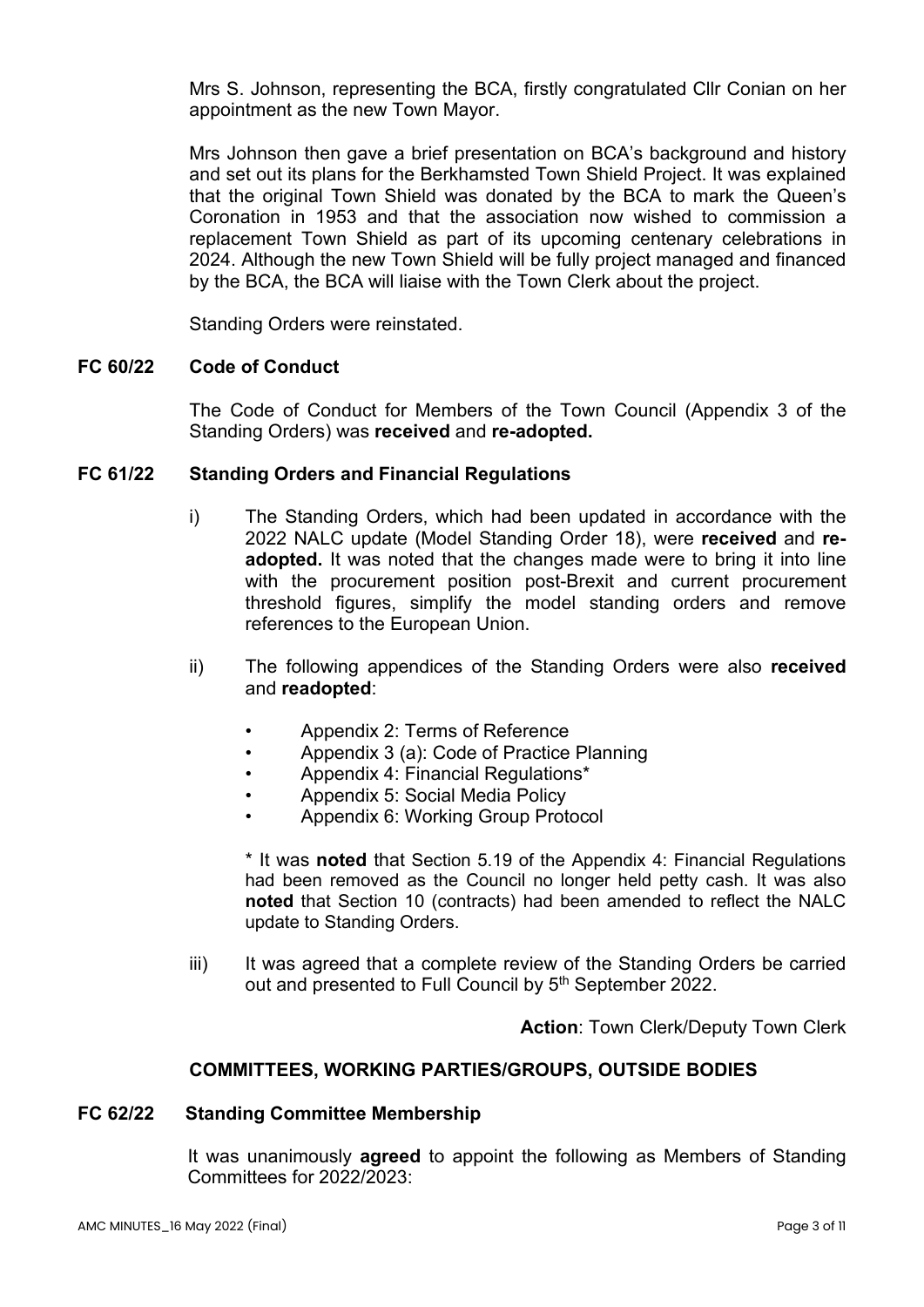Mrs S. Johnson, representing the BCA, firstly congratulated Cllr Conian on her appointment as the new Town Mayor.

Mrs Johnson then gave a brief presentation on BCA's background and history and set out its plans for the Berkhamsted Town Shield Project. It was explained that the original Town Shield was donated by the BCA to mark the Queen's Coronation in 1953 and that the association now wished to commission a replacement Town Shield as part of its upcoming centenary celebrations in 2024. Although the new Town Shield will be fully project managed and financed by the BCA, the BCA will liaise with the Town Clerk about the project.

Standing Orders were reinstated.

**FC 60/22 Code of Conduct**

The Code of Conduct for Members of the Town Council (Appendix 3 of the Standing Orders) was **received** and **re-adopted.**

**FC 61/22 Standing Orders and Financial Regulations**

i) The Standing Orders, which had been updated in accordance with the 2022 NALC update (Model Standing Order 18), were **received** and **re-adopted.** It was noted that the changes made were to bring it into line with the procurement position post-Brexit and current procurement threshold figures, simplify the model standing orders and remove references to the European Union.

ii) The following appendices of the Standing Orders were also **received** and **readopted**:

- Appendix 2: Terms of Reference
- Appendix 3 (a): Code of Practice Planning
- Appendix 4: Financial Regulations*
- Appendix 5: Social Media Policy
- Appendix 6: Working Group Protocol

\* It was **noted** that Section 5.19 of the Appendix 4: Financial Regulations had been removed as the Council no longer held petty cash. It was also **noted** that Section 10 (contracts) had been amended to reflect the NALC update to Standing Orders.

iii) It was agreed that a complete review of the Standing Orders be carried out and presented to Full Council by 5th September 2022.

**Action**: Town Clerk/Deputy Town Clerk

**COMMITTEES, WORKING PARTIES/GROUPS, OUTSIDE BODIES**

**FC 62/22 Standing Committee Membership**

It was unanimously **agreed** to appoint the following as Members of Standing Committees for 2022/2023: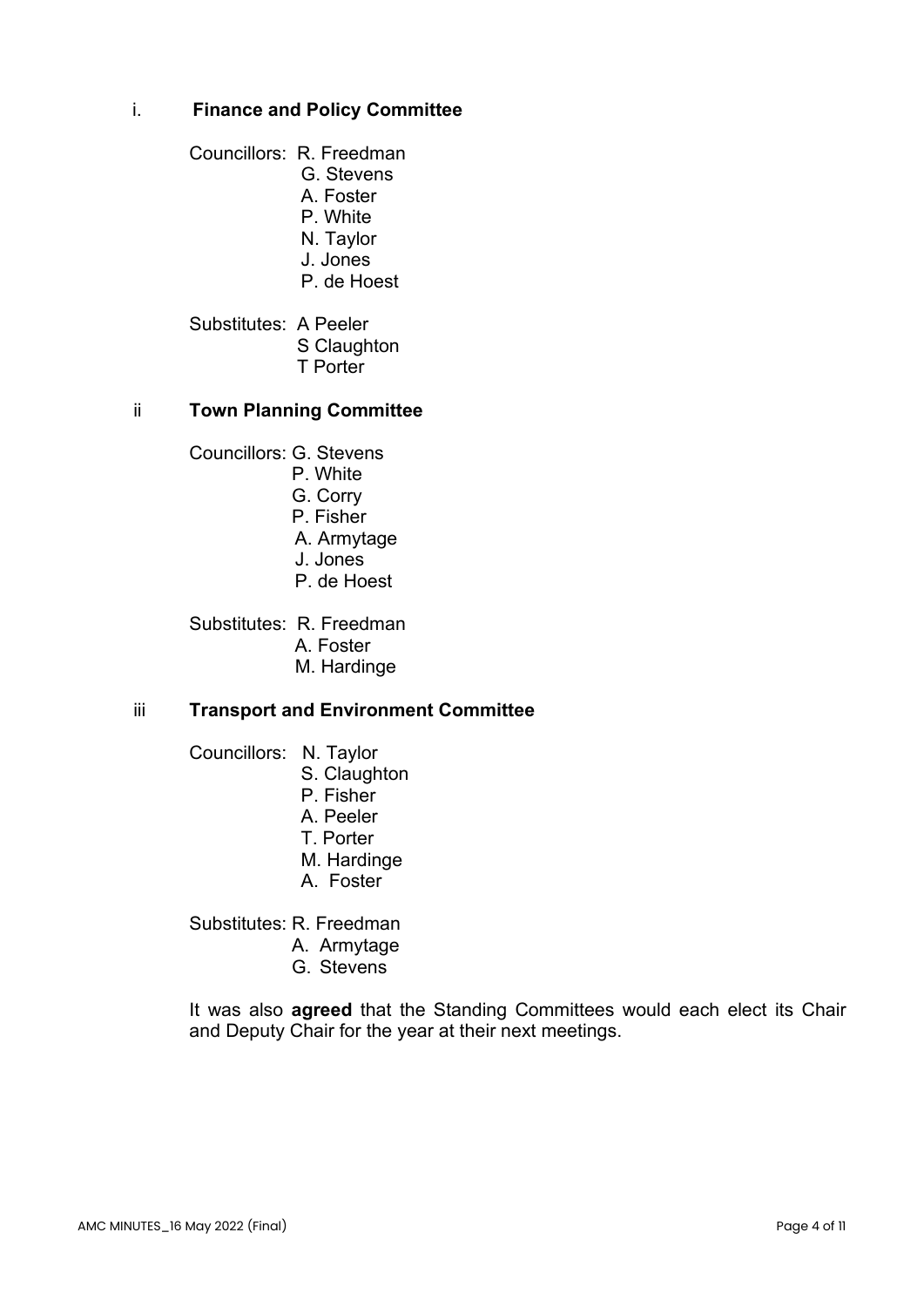i. **Finance and Policy Committee**

Councillors: R. Freedman
G. Stevens
A. Foster
P. White
N. Taylor
J. Jones
P. de Hoest

Substitutes: A Peeler
S Claughton
T Porter

ii **Town Planning Committee**

Councillors: G. Stevens
P. White
G. Corry
P. Fisher
A. Armytage
J. Jones
P. de Hoest

Substitutes: R. Freedman
A. Foster
M. Hardinge

iii **Transport and Environment Committee**

Councillors: N. Taylor
S. Claughton
P. Fisher
A. Peeler
T. Porter
M. Hardinge
A. Foster

Substitutes: R. Freedman
A. Armytage
G. Stevens

It was also **agreed** that the Standing Committees would each elect its Chair and Deputy Chair for the year at their next meetings.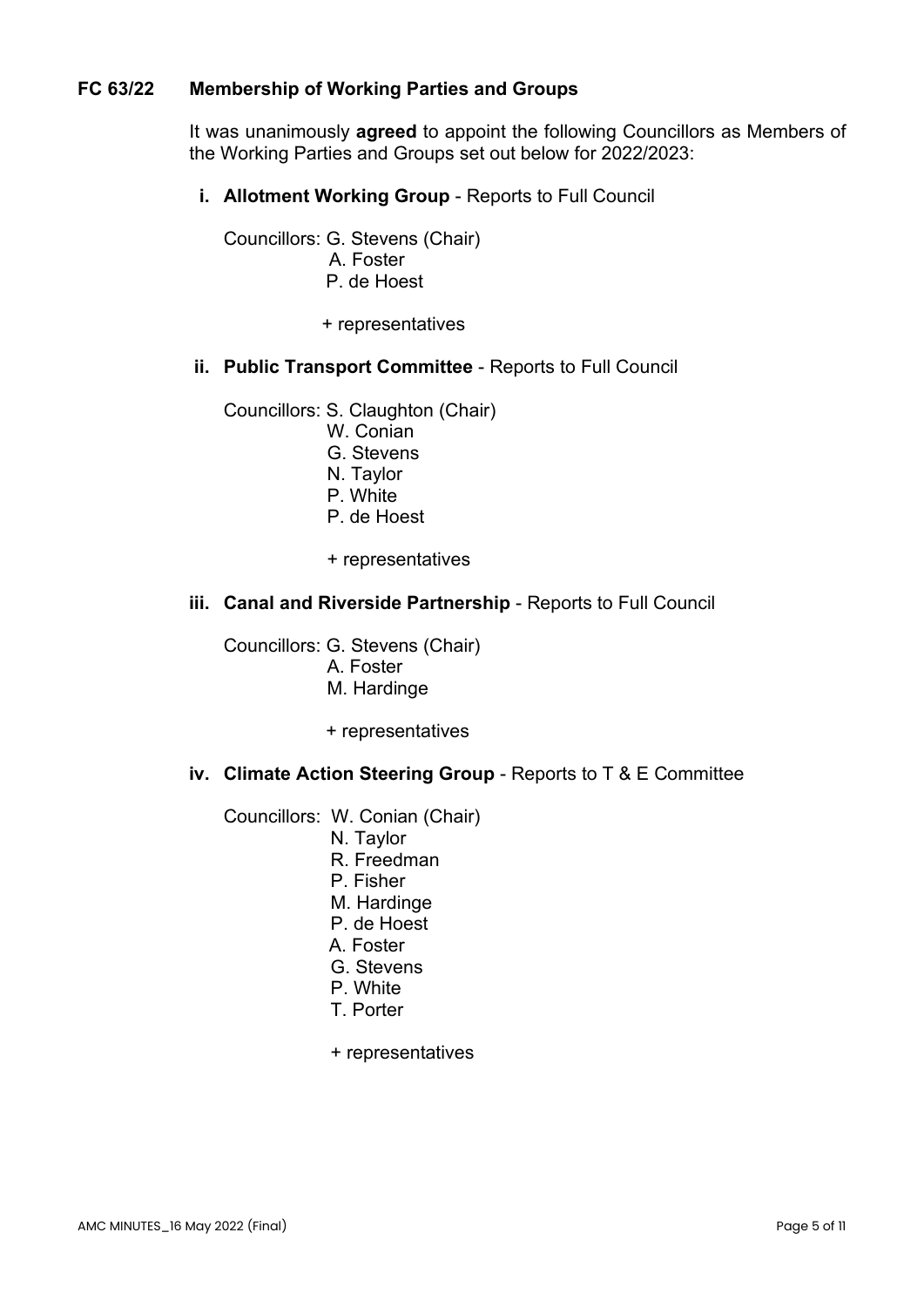### FC 63/22 Membership of Working Parties and Groups

It was unanimously **agreed** to appoint the following Councillors as Members of the Working Parties and Groups set out below for 2022/2023:

**i. Allotment Working Group** - Reports to Full Council

Councillors: G. Stevens (Chair)
A. Foster
P. de Hoest

+ representatives

**ii. Public Transport Committee** - Reports to Full Council

Councillors: S. Claughton (Chair)
W. Conian
G. Stevens
N. Taylor
P. White
P. de Hoest

+ representatives

**iii. Canal and Riverside Partnership** - Reports to Full Council

Councillors: G. Stevens (Chair)
A. Foster
M. Hardinge

+ representatives

**iv. Climate Action Steering Group** - Reports to T & E Committee

Councillors: W. Conian (Chair)
N. Taylor
R. Freedman
P. Fisher
M. Hardinge
P. de Hoest
A. Foster
G. Stevens
P. White
T. Porter

+ representatives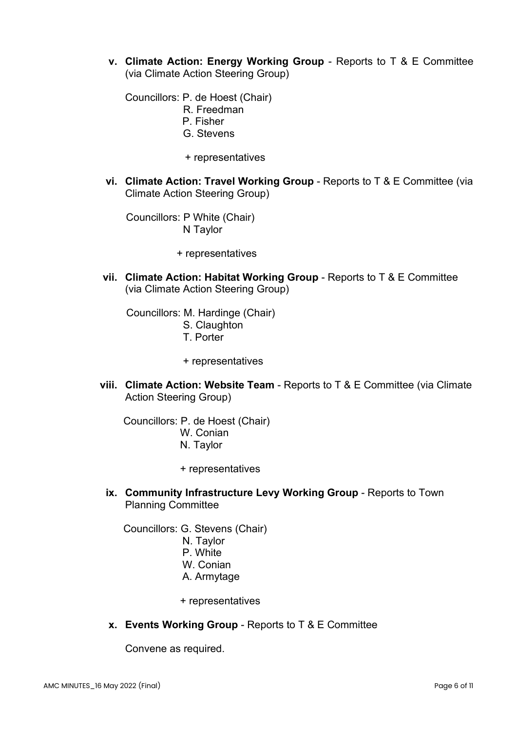v. **Climate Action: Energy Working Group** - Reports to T & E Committee (via Climate Action Steering Group)

Councillors: P. de Hoest (Chair)
R. Freedman
P. Fisher
G. Stevens

+ representatives

vi. **Climate Action: Travel Working Group** - Reports to T & E Committee (via Climate Action Steering Group)

Councillors: P White (Chair)
N Taylor

+ representatives

vii. **Climate Action: Habitat Working Group** - Reports to T & E Committee (via Climate Action Steering Group)

Councillors: M. Hardinge (Chair)
S. Claughton
T. Porter

+ representatives

viii. **Climate Action: Website Team** - Reports to T & E Committee (via Climate Action Steering Group)

Councillors: P. de Hoest (Chair)
W. Conian
N. Taylor

+ representatives

ix. **Community Infrastructure Levy Working Group** - Reports to Town Planning Committee

Councillors: G. Stevens (Chair)
N. Taylor
P. White
W. Conian
A. Armytage

+ representatives

x. **Events Working Group** - Reports to T & E Committee

Convene as required.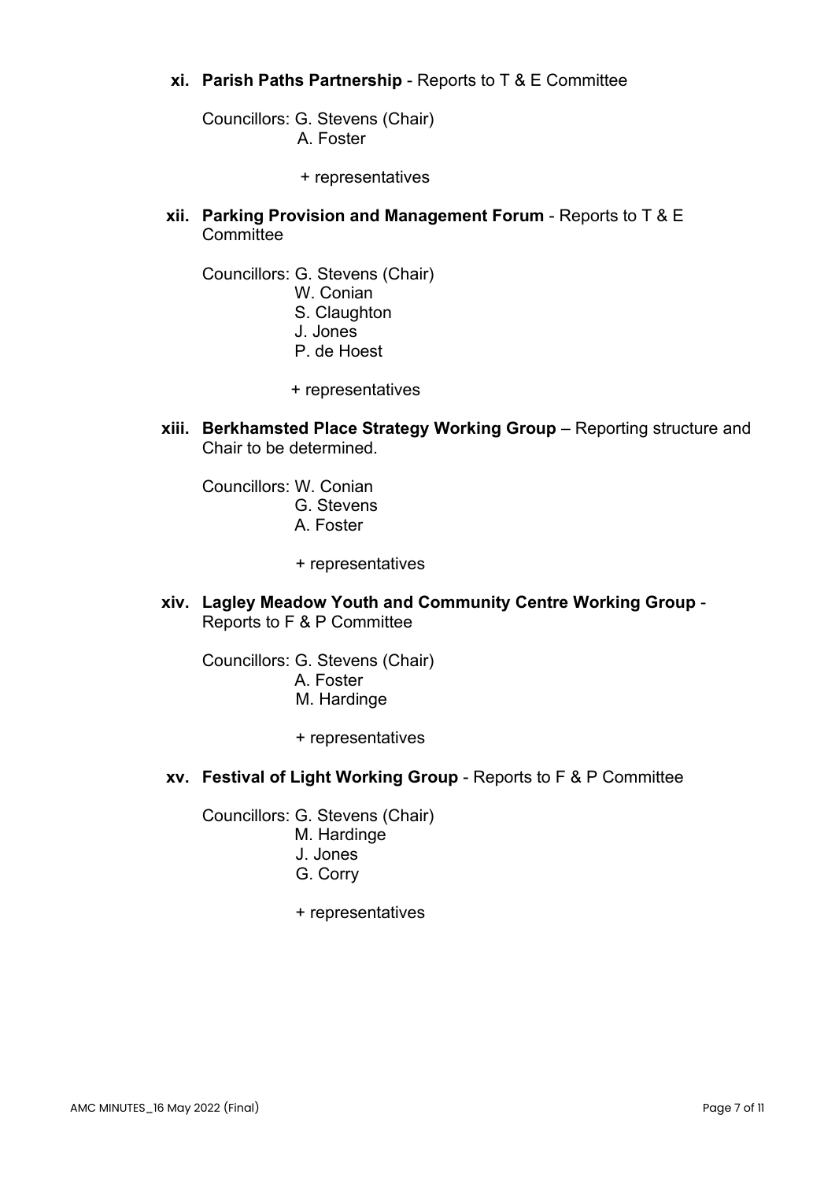**xi. Parish Paths Partnership** - Reports to T & E Committee

Councillors: G. Stevens (Chair)
A. Foster

+ representatives

**xii. Parking Provision and Management Forum** - Reports to T & E Committee

Councillors: G. Stevens (Chair)
W. Conian
S. Claughton
J. Jones
P. de Hoest

+ representatives

**xiii. Berkhamsted Place Strategy Working Group** – Reporting structure and Chair to be determined.

Councillors: W. Conian
G. Stevens
A. Foster

+ representatives

**xiv. Lagley Meadow Youth and Community Centre Working Group** - Reports to F & P Committee

Councillors: G. Stevens (Chair)
A. Foster
M. Hardinge

+ representatives

**xv. Festival of Light Working Group** - Reports to F & P Committee

Councillors: G. Stevens (Chair)
M. Hardinge
J. Jones
G. Corry

+ representatives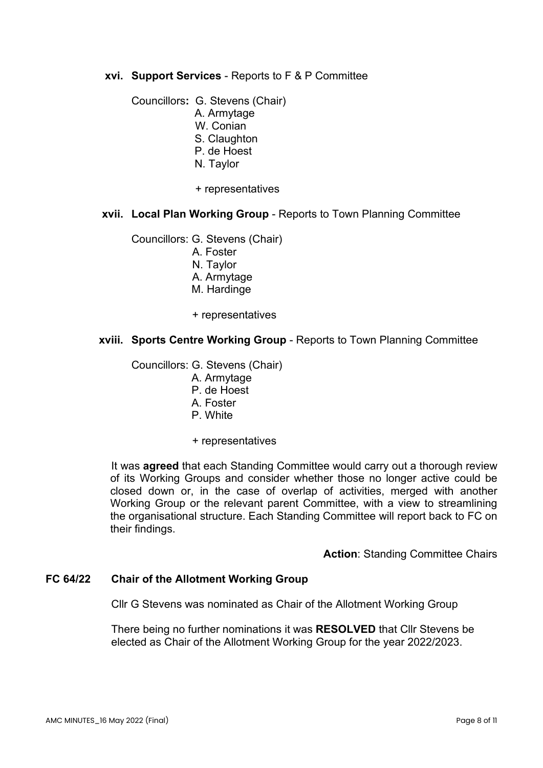**xvi. Support Services** - Reports to F & P Committee

Councillors**:** G. Stevens (Chair)
A. Armytage
W. Conian
S. Claughton
P. de Hoest
N. Taylor

+ representatives

**xvii. Local Plan Working Group** - Reports to Town Planning Committee

Councillors: G. Stevens (Chair)
A. Foster
N. Taylor
A. Armytage
M. Hardinge

+ representatives

**xviii. Sports Centre Working Group** - Reports to Town Planning Committee

Councillors: G. Stevens (Chair)
A. Armytage
P. de Hoest
A. Foster
P. White

+ representatives

It was **agreed** that each Standing Committee would carry out a thorough review of its Working Groups and consider whether those no longer active could be closed down or, in the case of overlap of activities, merged with another Working Group or the relevant parent Committee, with a view to streamlining the organisational structure. Each Standing Committee will report back to FC on their findings.

**Action**: Standing Committee Chairs

**FC 64/22 Chair of the Allotment Working Group**

Cllr G Stevens was nominated as Chair of the Allotment Working Group

There being no further nominations it was **RESOLVED** that Cllr Stevens be elected as Chair of the Allotment Working Group for the year 2022/2023.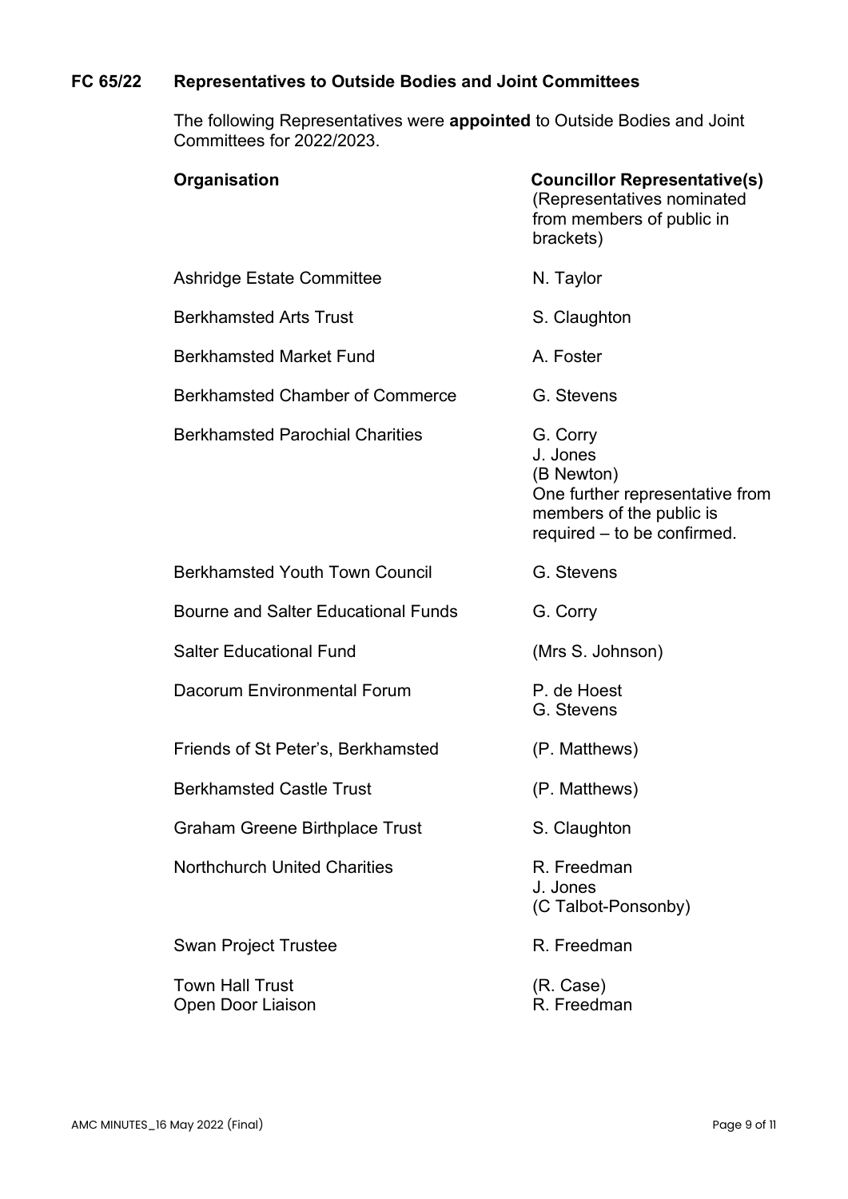## FC 65/22 Representatives to Outside Bodies and Joint Committees

The following Representatives were **appointed** to Outside Bodies and Joint Committees for 2022/2023.

| **Organisation** | **Councillor Representative(s)** (Representatives nominated from members of public in brackets) |
| --- | --- |
| Ashridge Estate Committee | N. Taylor |
| Berkhamsted Arts Trust | S. Claughton |
| Berkhamsted Market Fund | A. Foster |
| Berkhamsted Chamber of Commerce | G. Stevens |
| Berkhamsted Parochial Charities | G. Corry<br>J. Jones<br>(B Newton)<br>One further representative from members of the public is required – to be confirmed. |
| Berkhamsted Youth Town Council | G. Stevens |
| Bourne and Salter Educational Funds | G. Corry |
| Salter Educational Fund | (Mrs S. Johnson) |
| Dacorum Environmental Forum | P. de Hoest<br>G. Stevens |
| Friends of St Peter's, Berkhamsted | (P. Matthews) |
| Berkhamsted Castle Trust | (P. Matthews) |
| Graham Greene Birthplace Trust | S. Claughton |
| Northchurch United Charities | R. Freedman<br>J. Jones<br>(C Talbot-Ponsonby) |
| Swan Project Trustee | R. Freedman |
| Town Hall Trust | (R. Case) |
| Open Door Liaison | R. Freedman |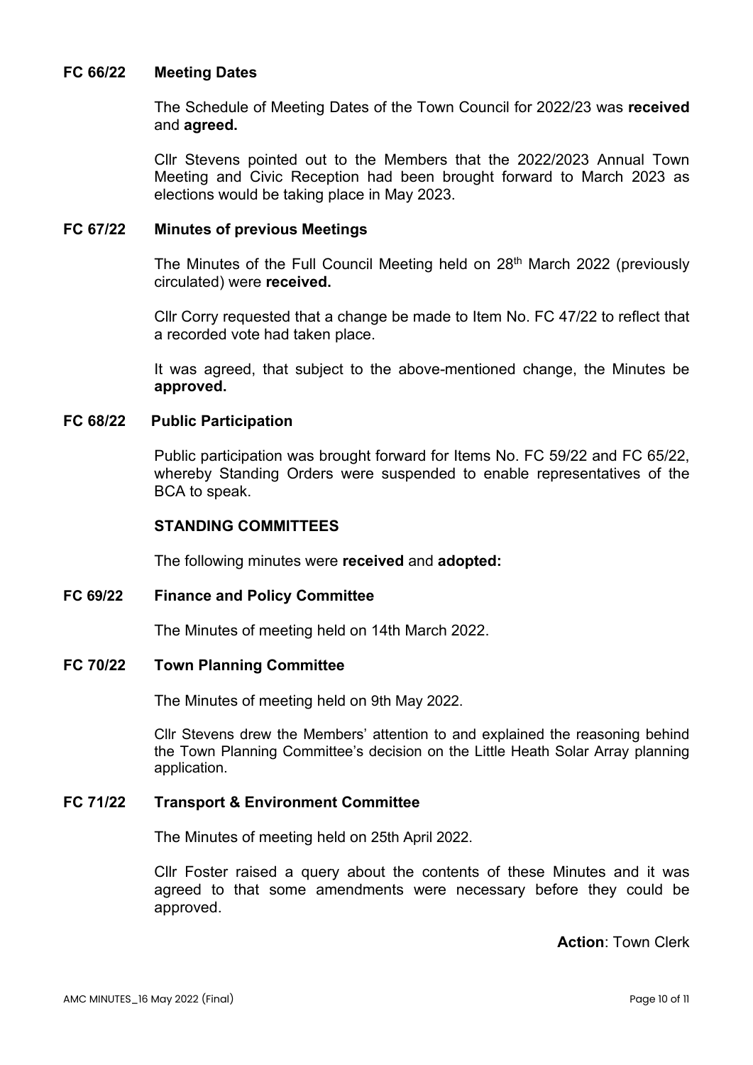**FC 66/22 Meeting Dates**

The Schedule of Meeting Dates of the Town Council for 2022/23 was **received** and **agreed.**

Cllr Stevens pointed out to the Members that the 2022/2023 Annual Town Meeting and Civic Reception had been brought forward to March 2023 as elections would be taking place in May 2023.

**FC 67/22 Minutes of previous Meetings**

The Minutes of the Full Council Meeting held on 28th March 2022 (previously circulated) were **received.**

Cllr Corry requested that a change be made to Item No. FC 47/22 to reflect that a recorded vote had taken place.

It was agreed, that subject to the above-mentioned change, the Minutes be **approved.**

**FC 68/22 Public Participation**

Public participation was brought forward for Items No. FC 59/22 and FC 65/22, whereby Standing Orders were suspended to enable representatives of the BCA to speak.

**STANDING COMMITTEES**

The following minutes were **received** and **adopted:**

**FC 69/22 Finance and Policy Committee**

The Minutes of meeting held on 14th March 2022.

**FC 70/22 Town Planning Committee**

The Minutes of meeting held on 9th May 2022.

Cllr Stevens drew the Members' attention to and explained the reasoning behind the Town Planning Committee's decision on the Little Heath Solar Array planning application.

**FC 71/22 Transport & Environment Committee**

The Minutes of meeting held on 25th April 2022.

Cllr Foster raised a query about the contents of these Minutes and it was agreed to that some amendments were necessary before they could be approved.

**Action**: Town Clerk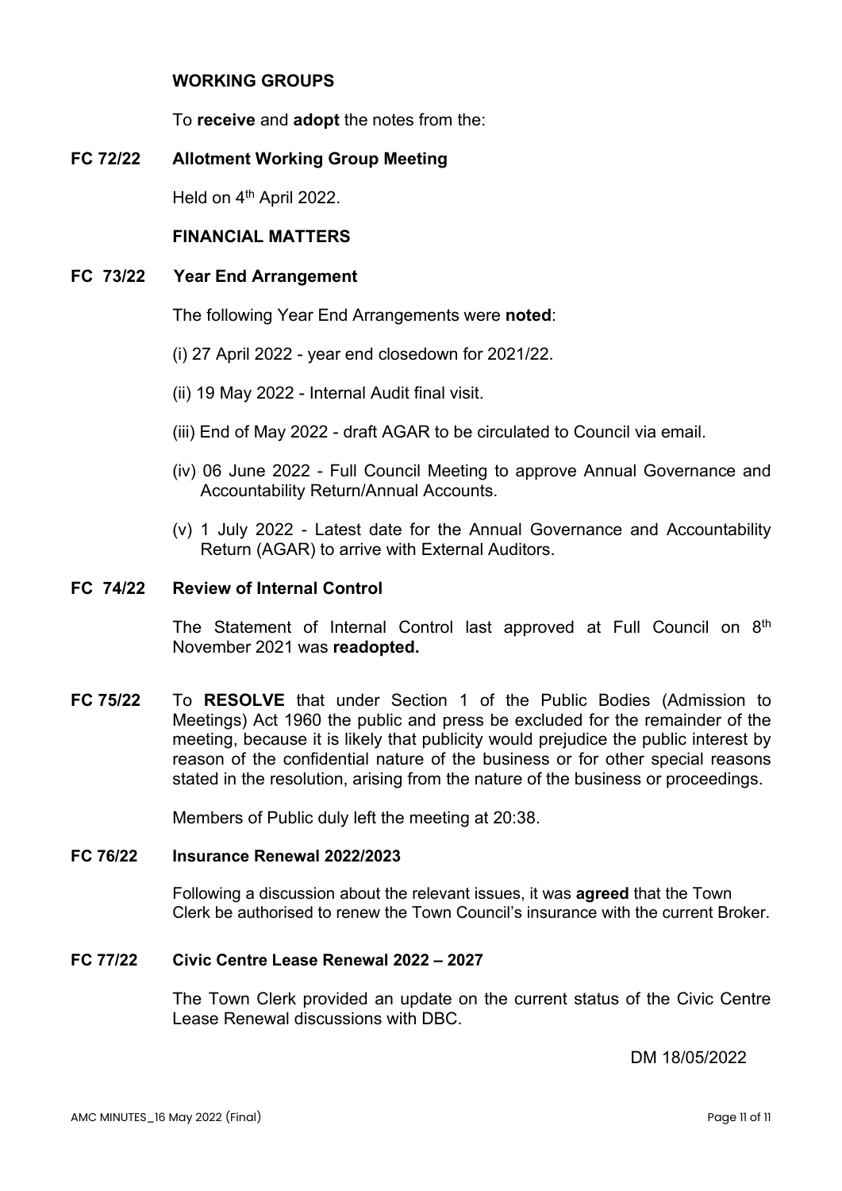**WORKING GROUPS**

To **receive** and **adopt** the notes from the:

**FC 72/22 Allotment Working Group Meeting**

Held on 4th April 2022.

**FINANCIAL MATTERS**

**FC 73/22 Year End Arrangement**

The following Year End Arrangements were **noted**:

(i) 27 April 2022 - year end closedown for 2021/22.

(ii) 19 May 2022 - Internal Audit final visit.

(iii) End of May 2022 - draft AGAR to be circulated to Council via email.

(iv) 06 June 2022 - Full Council Meeting to approve Annual Governance and Accountability Return/Annual Accounts.

(v) 1 July 2022 - Latest date for the Annual Governance and Accountability Return (AGAR) to arrive with External Auditors.

**FC 74/22 Review of Internal Control**

The Statement of Internal Control last approved at Full Council on 8th November 2021 was **readopted.**

**FC 75/22** To **RESOLVE** that under Section 1 of the Public Bodies (Admission to Meetings) Act 1960 the public and press be excluded for the remainder of the meeting, because it is likely that publicity would prejudice the public interest by reason of the confidential nature of the business or for other special reasons stated in the resolution, arising from the nature of the business or proceedings.

Members of Public duly left the meeting at 20:38.

**FC 76/22 Insurance Renewal 2022/2023**

Following a discussion about the relevant issues, it was **agreed** that the Town Clerk be authorised to renew the Town Council's insurance with the current Broker.

**FC 77/22 Civic Centre Lease Renewal 2022 – 2027**

The Town Clerk provided an update on the current status of the Civic Centre Lease Renewal discussions with DBC.

DM 18/05/2022